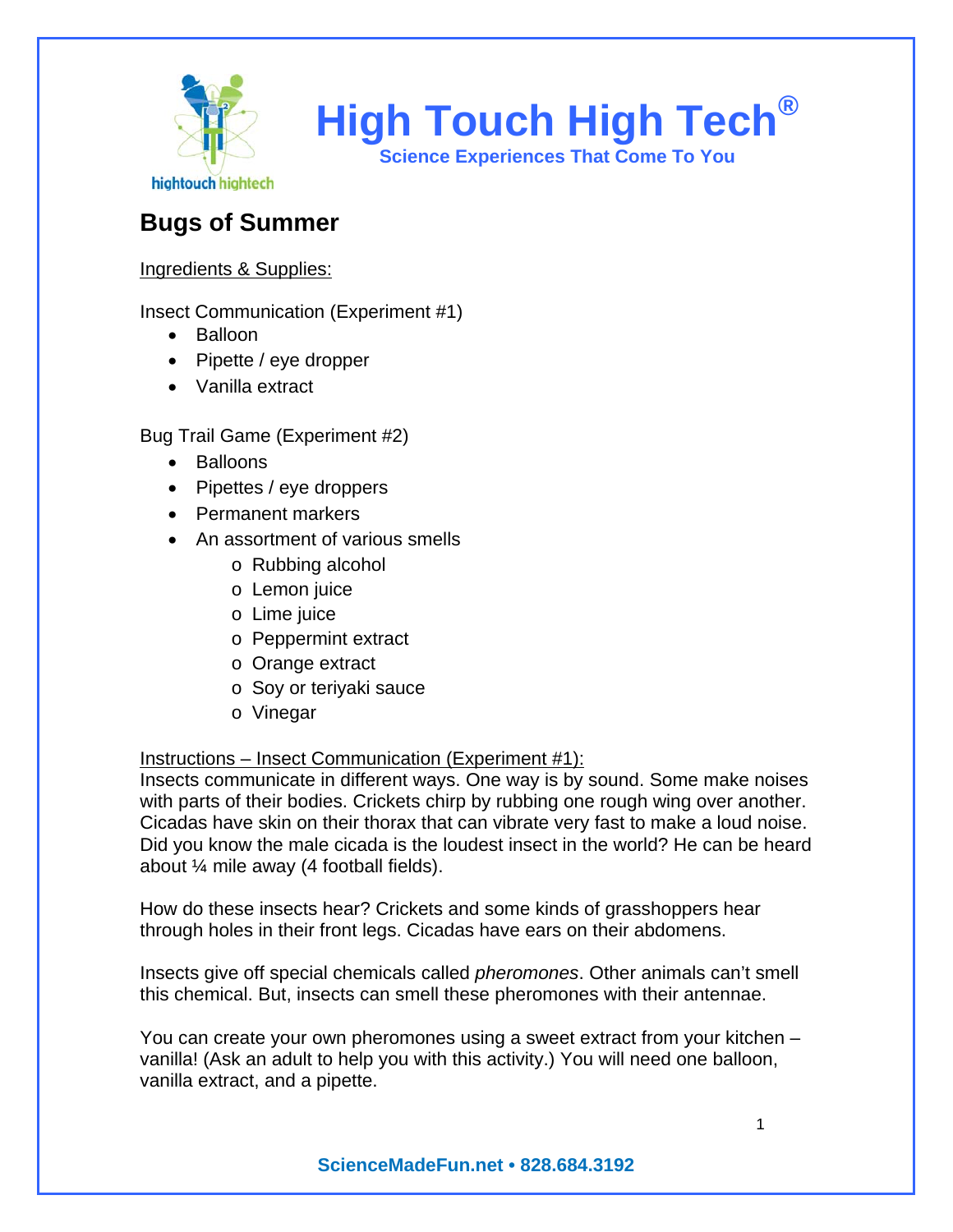# High Touch High Tech®

**Science Experiences That Come To You**

## Bugs of Summer

Ingredients & Supplies:

Insect Communication (Experiment #1)

- Balloon
- Pipette / eye dropper
- Vanilla extract

Bug Trail Game (Experiment #2)

- Balloons
- Pipettes / eye droppers
- Permanent markers
- An assortment of various smells
  - Rubbing alcohol
  - Lemon juice
  - Lime juice
  - Peppermint extract
  - Orange extract
  - Soy or teriyaki sauce
  - Vinegar

Instructions – Insect Communication (Experiment #1):

Insects communicate in different ways. One way is by sound. Some make noises with parts of their bodies. Crickets chirp by rubbing one rough wing over another. Cicadas have skin on their thorax that can vibrate very fast to make a loud noise. Did you know the male cicada is the loudest insect in the world? He can be heard about ¼ mile away (4 football fields).

How do these insects hear? Crickets and some kinds of grasshoppers hear through holes in their front legs. Cicadas have ears on their abdomens.

Insects give off special chemicals called *pheromones*. Other animals can't smell this chemical. But, insects can smell these pheromones with their antennae.

You can create your own pheromones using a sweet extract from your kitchen – vanilla! (Ask an adult to help you with this activity.) You will need one balloon, vanilla extract, and a pipette.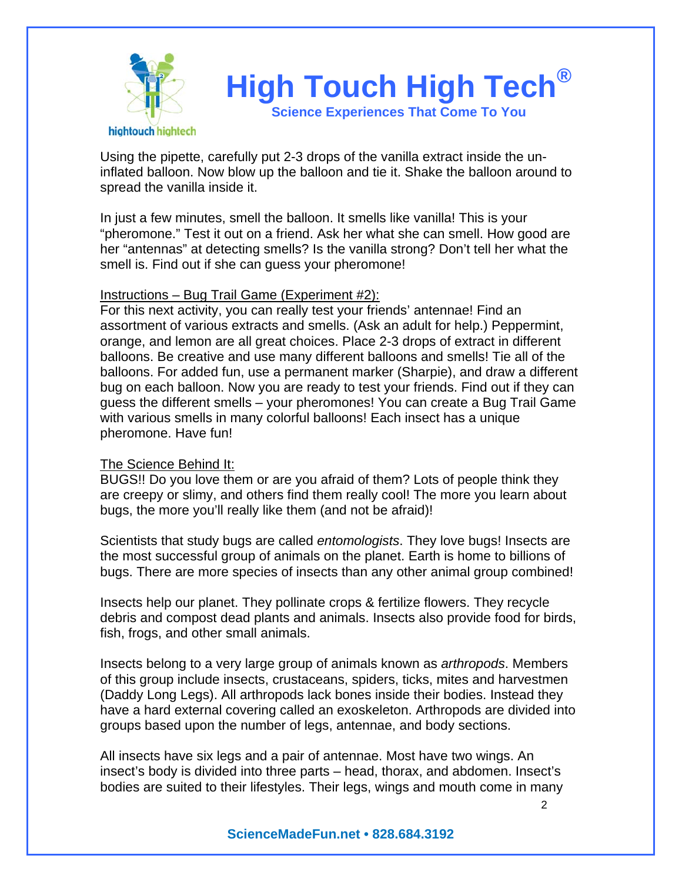Using the pipette, carefully put 2-3 drops of the vanilla extract inside the un-inflated balloon. Now blow up the balloon and tie it. Shake the balloon around to spread the vanilla inside it.

In just a few minutes, smell the balloon. It smells like vanilla! This is your "pheromone." Test it out on a friend. Ask her what she can smell. How good are her "antennas" at detecting smells? Is the vanilla strong? Don't tell her what the smell is. Find out if she can guess your pheromone!

Instructions – Bug Trail Game (Experiment #2):

For this next activity, you can really test your friends' antennae! Find an assortment of various extracts and smells. (Ask an adult for help.) Peppermint, orange, and lemon are all great choices. Place 2-3 drops of extract in different balloons. Be creative and use many different balloons and smells! Tie all of the balloons. For added fun, use a permanent marker (Sharpie), and draw a different bug on each balloon. Now you are ready to test your friends. Find out if they can guess the different smells – your pheromones! You can create a Bug Trail Game with various smells in many colorful balloons! Each insect has a unique pheromone. Have fun!

The Science Behind It:

BUGS!! Do you love them or are you afraid of them? Lots of people think they are creepy or slimy, and others find them really cool! The more you learn about bugs, the more you'll really like them (and not be afraid)!

Scientists that study bugs are called *entomologists*. They love bugs! Insects are the most successful group of animals on the planet. Earth is home to billions of bugs. There are more species of insects than any other animal group combined!

Insects help our planet. They pollinate crops & fertilize flowers. They recycle debris and compost dead plants and animals. Insects also provide food for birds, fish, frogs, and other small animals.

Insects belong to a very large group of animals known as *arthropods*. Members of this group include insects, crustaceans, spiders, ticks, mites and harvestmen (Daddy Long Legs). All arthropods lack bones inside their bodies. Instead they have a hard external covering called an exoskeleton. Arthropods are divided into groups based upon the number of legs, antennae, and body sections.

All insects have six legs and a pair of antennae. Most have two wings. An insect's body is divided into three parts – head, thorax, and abdomen. Insect's bodies are suited to their lifestyles. Their legs, wings and mouth come in many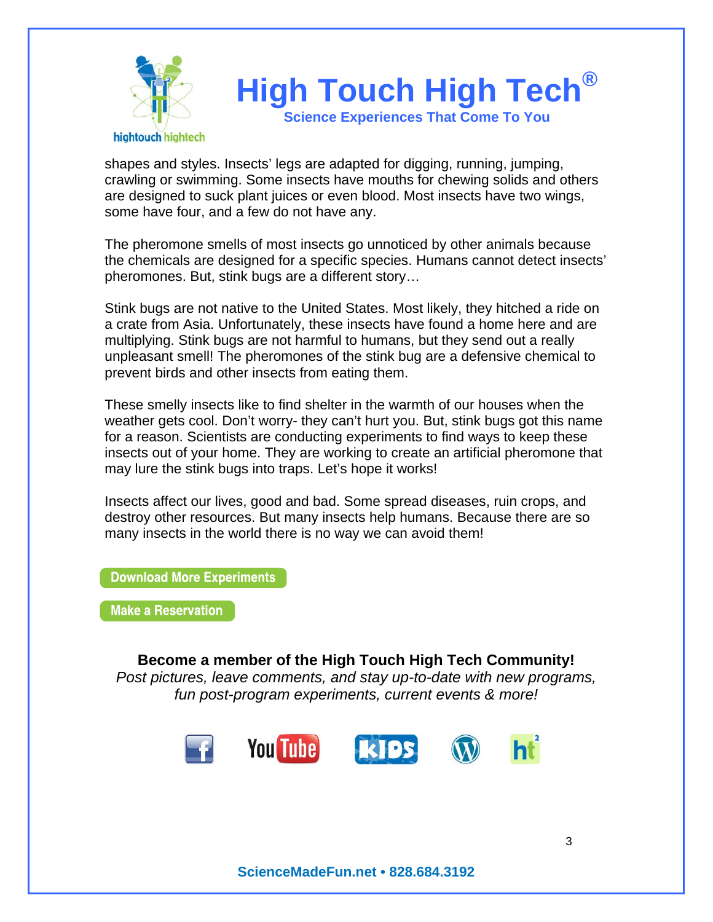shapes and styles. Insects' legs are adapted for digging, running, jumping, crawling or swimming. Some insects have mouths for chewing solids and others are designed to suck plant juices or even blood. Most insects have two wings, some have four, and a few do not have any.

The pheromone smells of most insects go unnoticed by other animals because the chemicals are designed for a specific species. Humans cannot detect insects' pheromones. But, stink bugs are a different story…

Stink bugs are not native to the United States. Most likely, they hitched a ride on a crate from Asia. Unfortunately, these insects have found a home here and are multiplying. Stink bugs are not harmful to humans, but they send out a really unpleasant smell! The pheromones of the stink bug are a defensive chemical to prevent birds and other insects from eating them.

These smelly insects like to find shelter in the warmth of our houses when the weather gets cool. Don't worry- they can't hurt you. But, stink bugs got this name for a reason. Scientists are conducting experiments to find ways to keep these insects out of your home. They are working to create an artificial pheromone that may lure the stink bugs into traps. Let's hope it works!

Insects affect our lives, good and bad. Some spread diseases, ruin crops, and destroy other resources. But many insects help humans. Because there are so many insects in the world there is no way we can avoid them!

Download More Experiments

Make a Reservation

**Become a member of the High Touch High Tech Community!**
*Post pictures, leave comments, and stay up-to-date with new programs, fun post-program experiments, current events & more!*